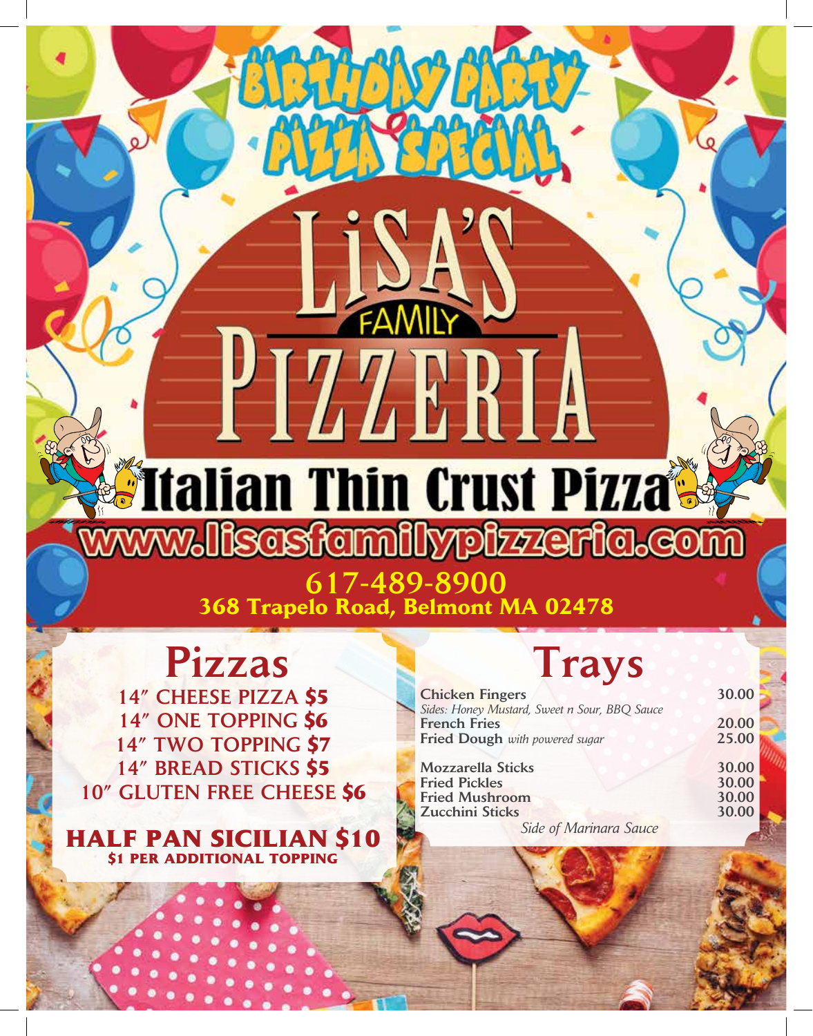# BIRTHDAY PARTY PIZZA SPECIAL

# LiSA'S FAMILY PIZZERIA

## Italian Thin Crust Pizza

www.lisasfamilypizzeria.com

**617-489-8900**
**368 Trapelo Road, Belmont MA 02478**

## Pizzas

**14" CHEESE PIZZA $5**
**14" ONE TOPPING $6**
**14" TWO TOPPING $7**
**14" BREAD STICKS $5**
**10" GLUTEN FREE CHEESE $6**

**HALF PAN SICILIAN $10**
**$1 PER ADDITIONAL TOPPING**

## Trays

| Item | Price |
| --- | --- |
| **Chicken Fingers** *Sides: Honey Mustard, Sweet n Sour, BBQ Sauce* | 30.00 |
| **French Fries** | 20.00 |
| **Fried Dough** *with powered sugar* | 25.00 |
| **Mozzarella Sticks** | 30.00 |
| **Fried Pickles** | 30.00 |
| **Fried Mushroom** | 30.00 |
| **Zucchini Sticks** | 30.00 |

*Side of Marinara Sauce*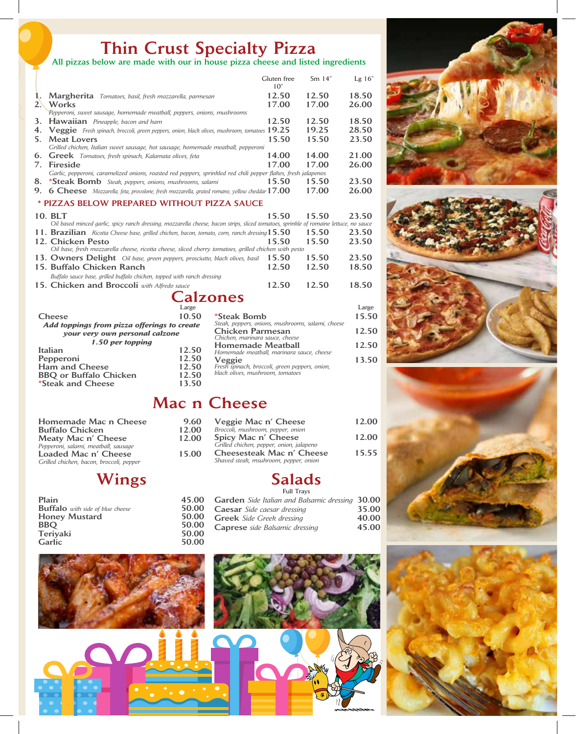# Thin Crust Specialty Pizza

**All pizzas below are made with our in house pizza cheese and listed ingredients**

| | Gluten free 10" | Sm 14" | Lg 16" |
|---|---|---|---|
| 1. **Margherita** *Tomatoes, basil, fresh mozzarella, parmesan* | 12.50 | 12.50 | 18.50 |
| 2. **Works** *Pepperoni, sweet sausage, homemade meatball, peppers, onions, mushrooms* | 17.00 | 17.00 | 26.00 |
| 3. **Hawaiian** *Pineapple, bacon and ham* | 12.50 | 12.50 | 18.50 |
| 4. **Veggie** *Fresh spinach, broccoli, green peppers, onion, black olives, mushroom, tomatoes* | 19.25 | 19.25 | 28.50 |
| 5. **Meat Lovers** *Grilled chicken, Italian sweet sausage, hot sausage, homemade meatball, pepperoni* | 15.50 | 15.50 | 23.50 |
| 6. **Greek** *Tomatoes, fresh spinach, Kalamata olives, feta* | 14.00 | 14.00 | 21.00 |
| 7. **Fireside** *Garlic, pepperoni, caramelized onions, roasted red peppers, sprinkled red chili pepper flakes, fresh jalapenos* | 17.00 | 17.00 | 26.00 |
| 8. ***Steak Bomb** *Steak, peppers, onions, mushrooms, salami* | 15.50 | 15.50 | 23.50 |
| 9. **6 Cheese** *Mozzarella, feta, provolone, fresh mozzarella, grated romano, yellow cheddar* | 17.00 | 17.00 | 26.00 |

**\* PIZZAS BELOW PREPARED WITHOUT PIZZA SAUCE**

| | Gluten free 10" | Sm 14" | Lg 16" |
|---|---|---|---|
| 10. **BLT** *Oil based minced garlic, spicy ranch dressing, mozzarella cheese, bacon strips, sliced tomatoes, sprinkle of romaine lettuce, no sauce* | 15.50 | 15.50 | 23.50 |
| 11. **Brazilian** *Ricotta Cheese base, grilled chicken, bacon, tomato, corn, ranch dressing* | 15.50 | 15.50 | 23.50 |
| 12. **Chicken Pesto** *Oil base, fresh mozzarella cheese, ricotta cheese, sliced cherry tomatoes, grilled chicken with pesto* | 15.50 | 15.50 | 23.50 |
| 13. **Owners Delight** *Oil base, green peppers, prosciutto, black olives, basil* | 15.50 | 15.50 | 23.50 |
| 15. **Buffalo Chicken Ranch** *Buffalo sauce base, grilled buffalo chicken, topped with ranch dressing* | 12.50 | 12.50 | 18.50 |
| 15. **Chicken and Broccoli** *with Alfredo sauce* | 12.50 | 12.50 | 18.50 |

# Calzones

| | Large |
|---|---|
| **Cheese** | 10.50 |
| ***Add toppings from pizza offerings to create your very own personal calzone 1.50 per topping*** | |
| **Italian** | 12.50 |
| **Pepperoni** | 12.50 |
| **Ham and Cheese** | 12.50 |
| **BBQ or Buffalo Chicken** | 12.50 |
| ***Steak and Cheese** | 13.50 |
| ***Steak Bomb** *Steak, peppers, onions, mushrooms, salami, cheese* | 15.50 |
| **Chicken Parmesan** *Chicken, marinara sauce, cheese* | 12.50 |
| **Homemade Meatball** *Homemade meatball, marinara sauce, cheese* | 12.50 |
| **Veggie** *Fresh spinach, broccoli, green peppers, onion, black olives, mushroom, tomatoes* | 13.50 |

# Mac n Cheese

| | |
|---|---|
| **Homemade Mac n Cheese** | 9.60 |
| **Buffalo Chicken** | 12.00 |
| **Meaty Mac n' Cheese** *Pepperoni, salami, meatball, sausage* | 12.00 |
| **Loaded Mac n' Cheese** *Grilled chicken, bacon, broccoli, pepper* | 15.00 |
| **Veggie Mac n' Cheese** *Broccoli, mushroom, pepper, onion* | 12.00 |
| **Spicy Mac n' Cheese** *Grilled chicken, pepper, onion, jalepeno* | 12.00 |
| **Cheesesteak Mac n' Cheese** *Shaved steak, msuhroom, pepper, onion* | 15.55 |

# Wings

| | |
|---|---|
| **Plain** | 45.00 |
| **Buffalo** *with side of blue cheese* | 50.00 |
| **Honey Mustard** | 50.00 |
| **BBQ** | 50.00 |
| **Teriyaki** | 50.00 |
| **Garlic** | 50.00 |

# Salads

| | Full Trays |
|---|---|
| **Garden** *Side Italian and Balsamic dressing* | 30.00 |
| **Caesar** *Side caesar dressing* | 35.00 |
| **Greek** *Side Greek dressing* | 40.00 |
| **Caprese** *side Balsamic dressing* | 45.00 |